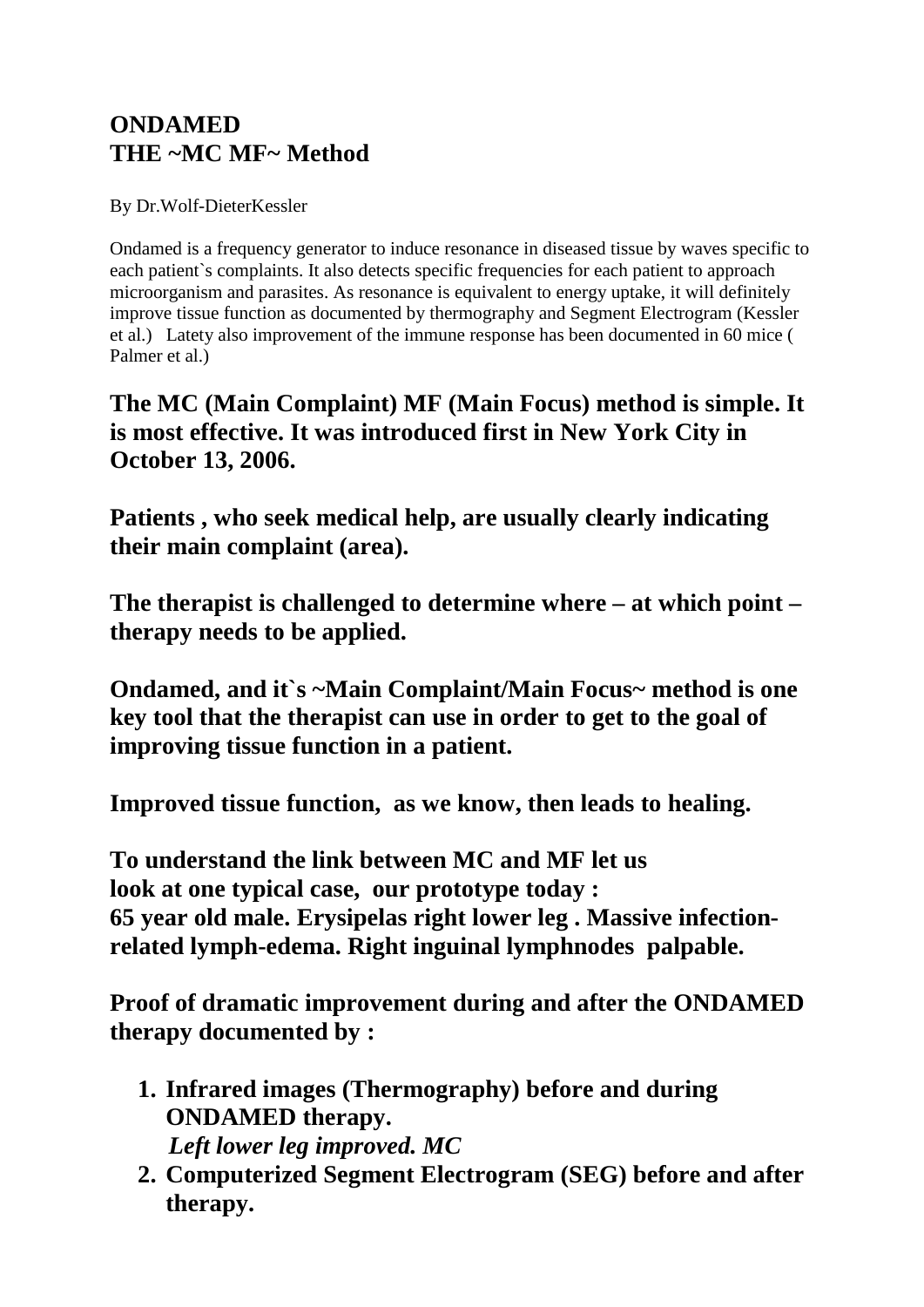# ONDAMED
# THE ~MC MF~ Method

By Dr.Wolf-DieterKessler

Ondamed is a frequency generator to induce resonance in diseased tissue by waves specific to each patient`s complaints. It also detects specific frequencies for each patient to approach microorganism and parasites. As resonance is equivalent to energy uptake, it will definitely improve tissue function as documented by thermography and Segment Electrogram (Kessler et al.)   Latety also improvement of the immune response has been documented in 60 mice ( Palmer et al.)

**The MC (Main Complaint) MF (Main Focus) method is simple. It is most effective. It was introduced first in New York City in October 13, 2006.**

**Patients , who seek medical help, are usually clearly indicating their main complaint (area).**

**The therapist is challenged to determine where – at which point – therapy needs to be applied.**

**Ondamed, and it`s ~Main Complaint/Main Focus~ method is one key tool that the therapist can use in order to get to the goal of improving tissue function in a patient.**

**Improved tissue function,  as we know, then leads to healing.**

**To understand the link between MC and MF let us look at one typical case,  our prototype today :**
**65 year old male. Erysipelas right lower leg . Massive infection-related lymph-edema. Right inguinal lymphnodes  palpable.**

**Proof of dramatic improvement during and after the ONDAMED therapy documented by :**

1. **Infrared images (Thermography) before and during ONDAMED therapy.**
   ***Left lower leg improved. MC***
2. **Computerized Segment Electrogram (SEG) before and after therapy.**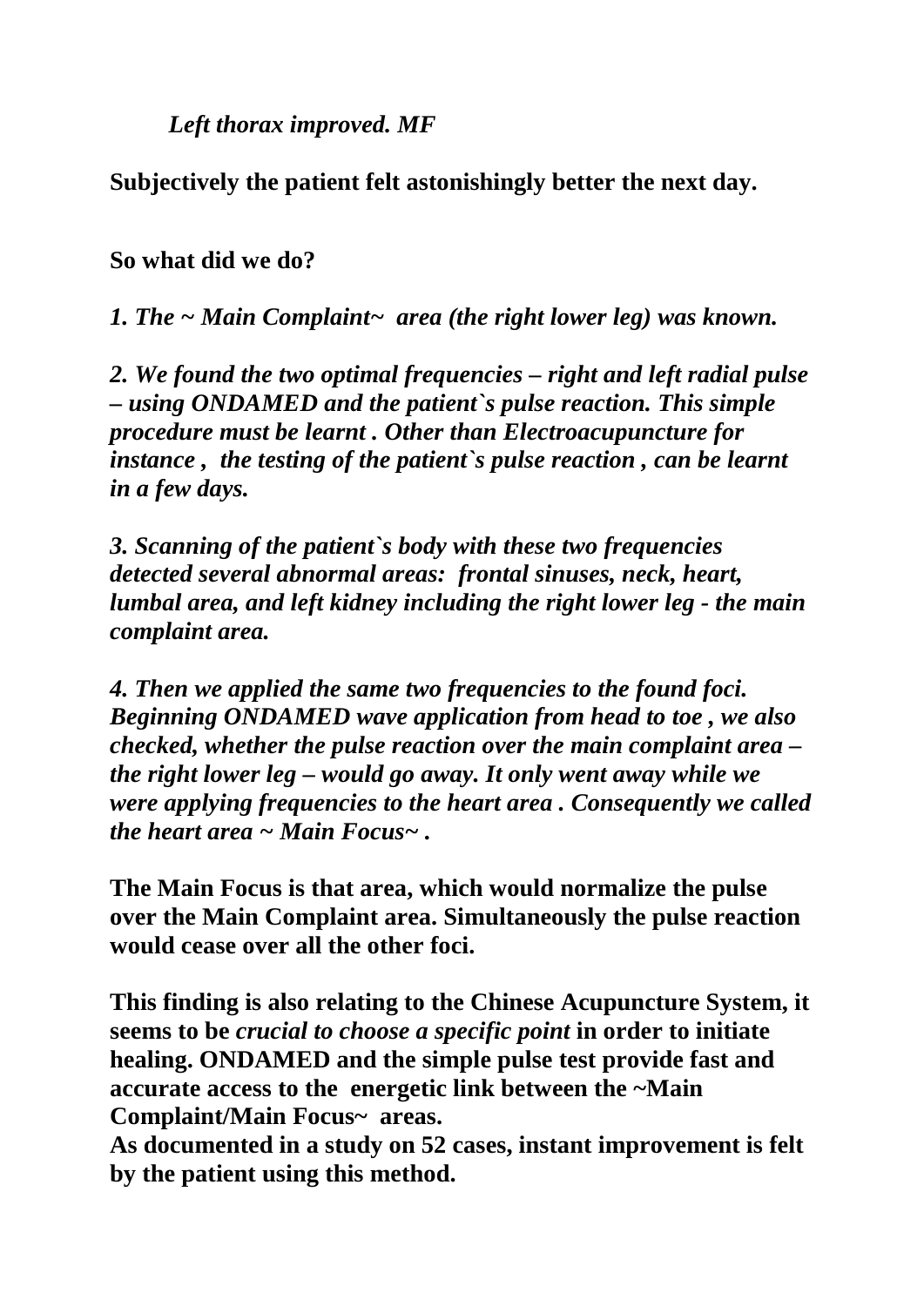*Left thorax improved. MF*

**Subjectively the patient felt astonishingly better the next day.**

**So what did we do?**

***1. The ~ Main Complaint~ area (the right lower leg) was known.***

***2. We found the two optimal frequencies – right and left radial pulse – using ONDAMED and the patient`s pulse reaction. This simple procedure must be learnt . Other than Electroacupuncture for instance , the testing of the patient`s pulse reaction , can be learnt in a few days.***

***3. Scanning of the patient`s body with these two frequencies detected several abnormal areas: frontal sinuses, neck, heart, lumbal area, and left kidney including the right lower leg - the main complaint area.***

***4. Then we applied the same two frequencies to the found foci. Beginning ONDAMED wave application from head to toe , we also checked, whether the pulse reaction over the main complaint area – the right lower leg – would go away. It only went away while we were applying frequencies to the heart area . Consequently we called the heart area ~ Main Focus~ .***

**The Main Focus is that area, which would normalize the pulse over the Main Complaint area. Simultaneously the pulse reaction would cease over all the other foci.**

**This finding is also relating to the Chinese Acupuncture System, it seems to be *crucial to choose a specific point* in order to initiate healing. ONDAMED and the simple pulse test provide fast and accurate access to the energetic link between the ~Main Complaint/Main Focus~ areas.**
**As documented in a study on 52 cases, instant improvement is felt by the patient using this method.**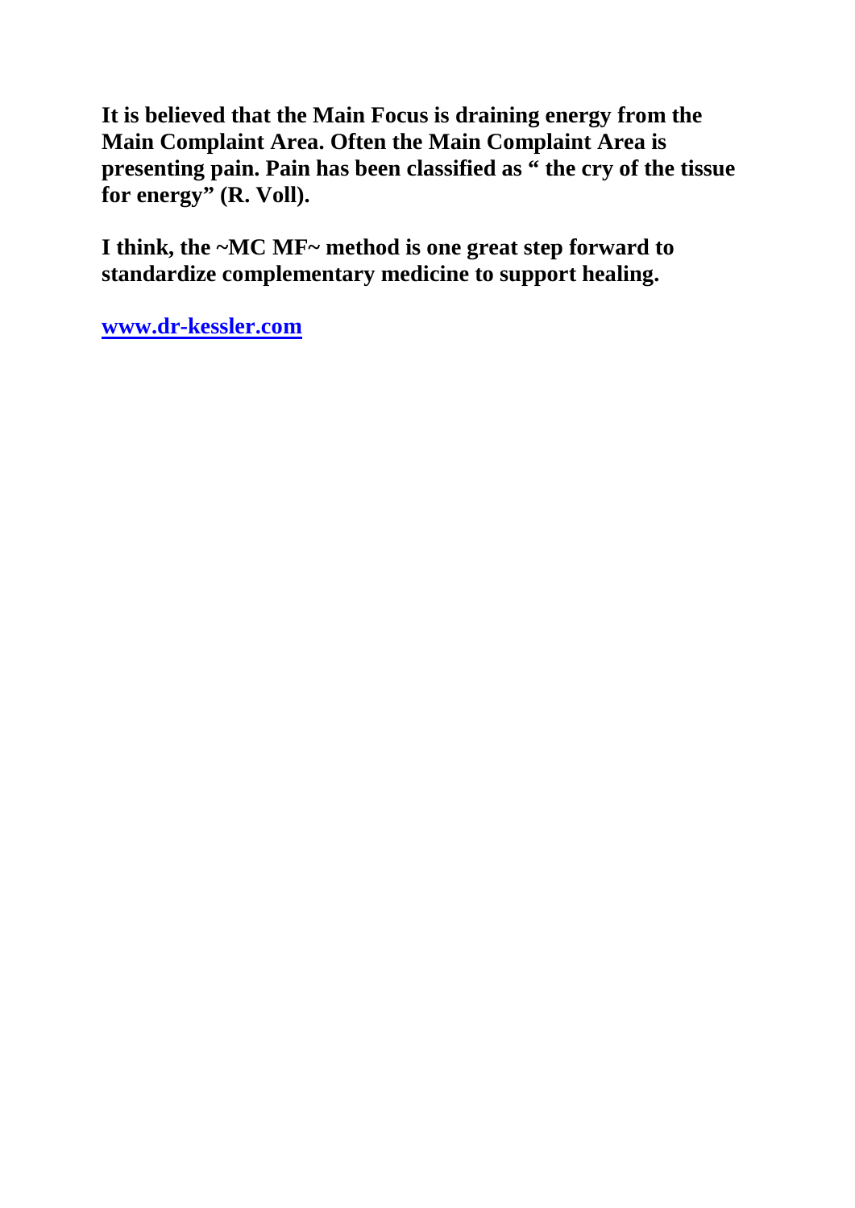**It is believed that the Main Focus is draining energy from the Main Complaint Area. Often the Main Complaint Area is presenting pain. Pain has been classified as " the cry of the tissue for energy" (R. Voll).**

**I think, the ~MC MF~ method is one great step forward to standardize complementary medicine to support healing.**

**[www.dr-kessler.com](http://www.dr-kessler.com)**